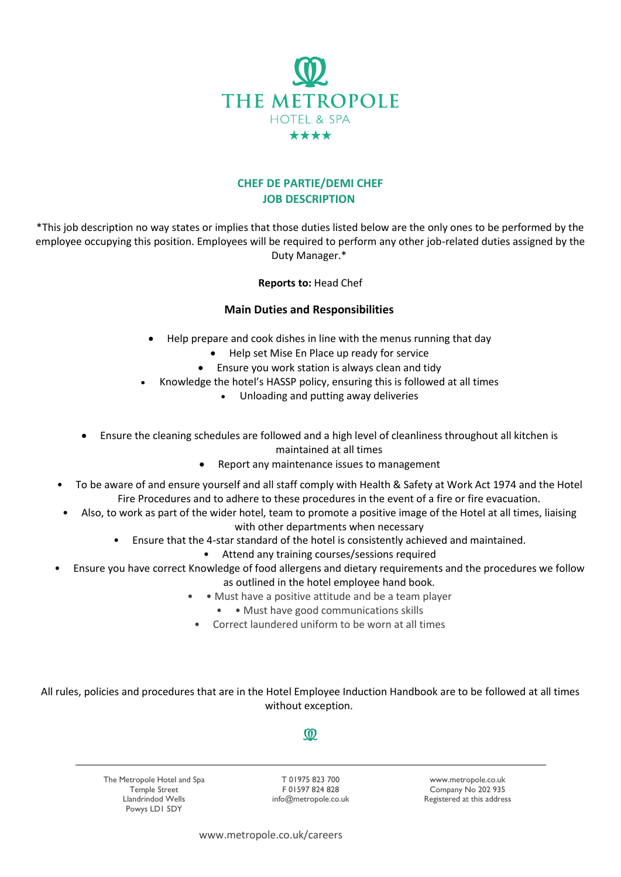# THE METROPOLE

HOTEL & SPA

★★★★

## CHEF DE PARTIE/DEMI CHEF
## JOB DESCRIPTION

*This job description no way states or implies that those duties listed below are the only ones to be performed by the employee occupying this position. Employees will be required to perform any other job-related duties assigned by the Duty Manager.*

**Reports to:** Head Chef

### Main Duties and Responsibilities

- Help prepare and cook dishes in line with the menus running that day
- Help set Mise En Place up ready for service
- Ensure you work station is always clean and tidy
- Knowledge the hotel's HASSP policy, ensuring this is followed at all times
- Unloading and putting away deliveries

- Ensure the cleaning schedules are followed and a high level of cleanliness throughout all kitchen is maintained at all times
- Report any maintenance issues to management
- To be aware of and ensure yourself and all staff comply with Health & Safety at Work Act 1974 and the Hotel Fire Procedures and to adhere to these procedures in the event of a fire or fire evacuation.
- Also, to work as part of the wider hotel, team to promote a positive image of the Hotel at all times, liaising with other departments when necessary
- Ensure that the 4-star standard of the hotel is consistently achieved and maintained.
- Attend any training courses/sessions required
- Ensure you have correct Knowledge of food allergens and dietary requirements and the procedures we follow as outlined in the hotel employee hand book.
- • Must have a positive attitude and be a team player
- • Must have good communications skills
- Correct laundered uniform to be worn at all times

All rules, policies and procedures that are in the Hotel Employee Induction Handbook are to be followed at all times without exception.

The Metropole Hotel and Spa
Temple Street
Llandrindod Wells
Powys LD1 5DY

T 01975 823 700
F 01597 824 828
info@metropole.co.uk

www.metropole.co.uk
Company No 202 935
Registered at this address

www.metropole.co.uk/careers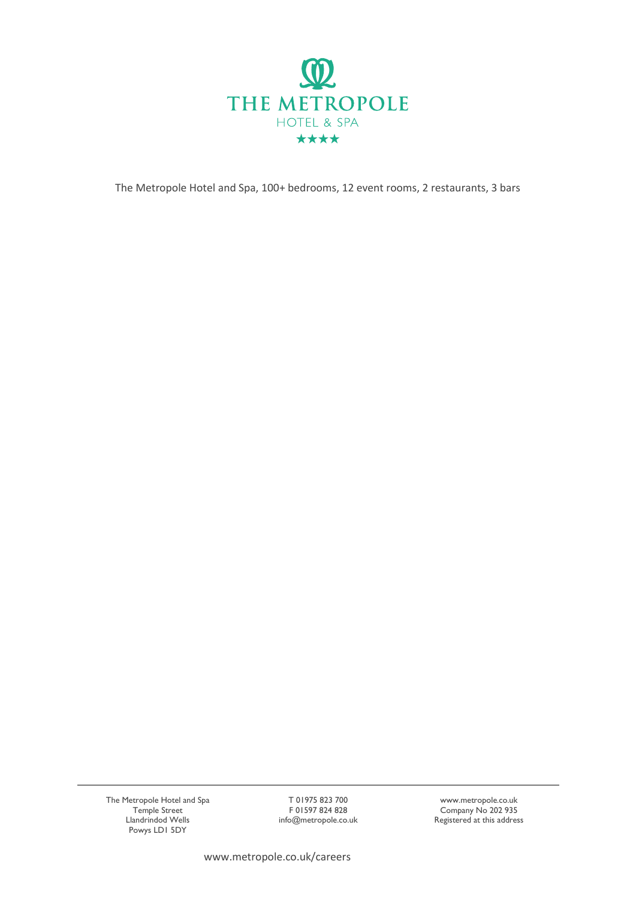# THE METROPOLE

HOTEL & SPA

★★★★

The Metropole Hotel and Spa, 100+ bedrooms, 12 event rooms, 2 restaurants, 3 bars

The Metropole Hotel and Spa
Temple Street
Llandrindod Wells
Powys LD1 5DY

T 01975 823 700
F 01597 824 828
info@metropole.co.uk

www.metropole.co.uk
Company No 202 935
Registered at this address

www.metropole.co.uk/careers